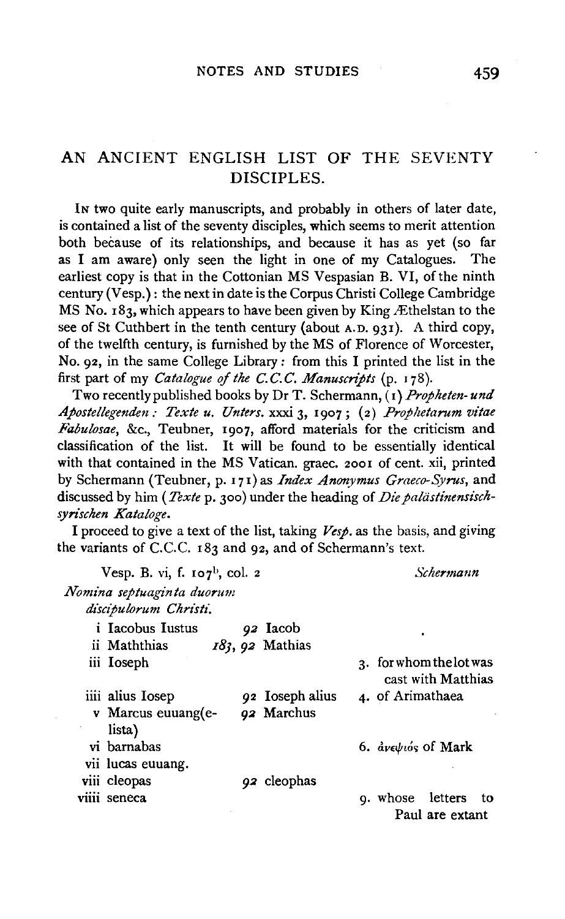## AN ANCIENT ENGLISH LIST OF THE SEVENTY DISCIPLES.

IN two quite early manuscripts, and probably in others of later date, is contained a list of the seventy disciples, which seems to merit attention both because of its relationships, and because it has as yet (so far as I am aware) only seen the light in one of my Catalogues. The earliest copy is that in the Cottonian MS Vespasian B. VI, of the ninth century (Vesp.): the next in date is the Corpus Christi College Cambridge MS No. 183, which appears to have been given by King Æthelstan to the see of St Cuthbert in the tenth century (about A.D. 931). A third copy, of the twelfth century, is furnished by the MS of Florence of Worcester, No. 92, in the same College Library: from this I printed the list in the first part of my *Catalogue of the C.C.C. Manuscripts* (p. 178).

Two recently published books by Dr T. Schermann, (1) *Propheten- und Apostellegenden: Texte u. Unters.* xxxi 3, 1907; (2) *Prophetarum vitae Fabulosae*, &c., Teubner, 1907, afford materials for the criticism and classification of the list. It will be found to be essentially identical with that contained in the MS Vatican. graec. 2001 of cent. xii, printed by Schermann (Teubner, p. 171) as *Index Anonymus Graeco-Syrus*, and discussed by him (*Texte* p. 300) under the heading of *Die palästinensisch-syrischen Kataloge*.

I proceed to give a text of the list, taking *Vesp.* as the basis, and giving the variants of C.C.C. 183 and 92, and of Schermann's text.

| Vesp. B. vi, f. 107b, col. 2 | | *Schermann* |
|---|---|---|
| *Nomina septuaginta duorum discipulorum Christi.* | | |
| i Iacobus Iustus | *92* Iacob | . |
| ii Maththias | *183, 92* Mathias | |
| iii Ioseph | | 3. for whom the lot was cast with Matthias |
| iiii alius Iosep | *92* Ioseph alius | 4. of Arimathaea |
| v Marcus euuang(elista) | *92* Marchus | |
| vi barnabas | | 6. ἀνεψιός of Mark |
| vii lucas euuang. | | |
| viii cleopas | *92* cleophas | |
| viiii seneca | | 9. whose letters to Paul are extant |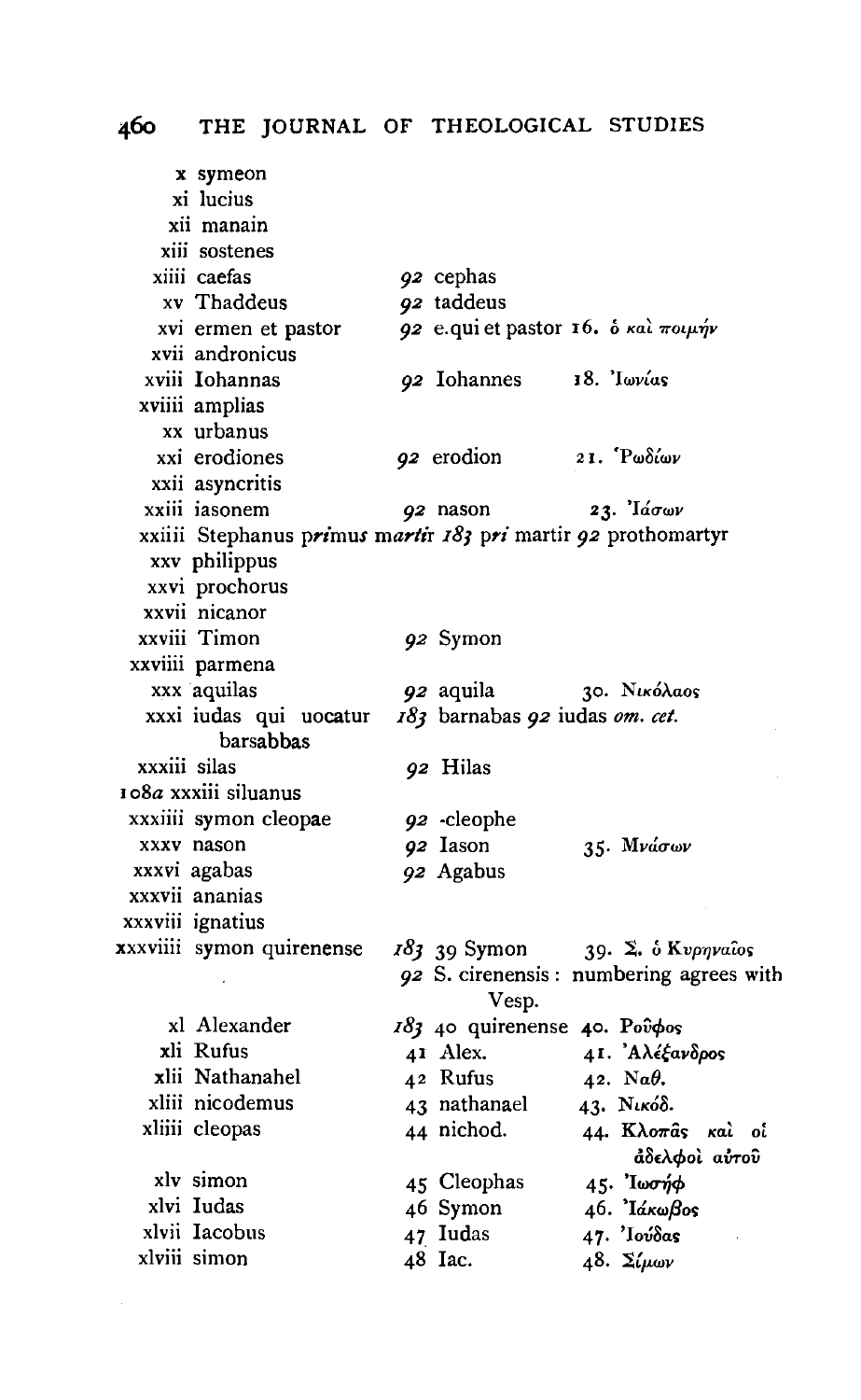| | | |
|---|---|---|
| x symeon | | |
| xi lucius | | |
| xii manain | | |
| xiii sostenes | | |
| xiiii caefas | *92* cephas | |
| xv Thaddeus | *92* taddeus | |
| xvi ermen et pastor | *92* e. qui et pastor | 16. ὁ καὶ ποιμήν |
| xvii andronicus | | |
| xviii Iohannas | *92* Iohannes | 18. Ἰωνίας |
| xviiii amplias | | |
| xx urbanus | | |
| xxi erodiones | *92* erodion | 21. Ῥωδίων |
| xxii asyncritis | | |
| xxiii iasonem | *92* nason | 23. Ἰάσων |
| xxiiii Stephanus p*ri*mu*s* m*arti*r *183* p*ri* martir *92* prothomartyr | | |
| xxv philippus | | |
| xxvi prochorus | | |
| xxvii nicanor | | |
| xxviii Timon | *92* Symon | |
| xxviiii parmena | | |
| xxx aquilas | *92* aquila | 30. Νικόλαος |
| xxxi iudas qui uocatur barsabbas | *183* barnabas *92* iudas *om. cet.* | |
| xxxiii silas | *92* Hilas | |
| 108*a* xxxiii siluanus | | |
| xxxiiii symon cleopae | *92* -cleophe | |
| xxxv nason | *92* Iason | 35. Μνάσων |
| xxxvi agabas | *92* Agabus | |
| xxxvii ananias | | |
| xxxviii ignatius | | |
| xxxviiii symon quirenense | *183* 39 Symon | 39. Σ. ὁ Κυρηναῖος |
| | *92* S. cirenensis: numbering agrees with Vesp. | |
| xl Alexander | *183* 40 quirenense | 40. Ροῦφος |
| xli Rufus | 41 Alex. | 41. Ἀλέξανδρος |
| xlii Nathanahel | 42 Rufus | 42. Ναθ. |
| xliii nicodemus | 43 nathanael | 43. Νικόδ. |
| xliiii cleopas | 44 nichod. | 44. Κλοπᾶς καὶ οἱ ἀδελφοὶ αὐτοῦ |
| xlv simon | 45 Cleophas | 45. Ἰωσήφ |
| xlvi Iudas | 46 Symon | 46. Ἰάκωβος |
| xlvii Iacobus | 47 Iudas | 47. Ἰούδας |
| xlviii simon | 48 Iac. | 48. Σίμων |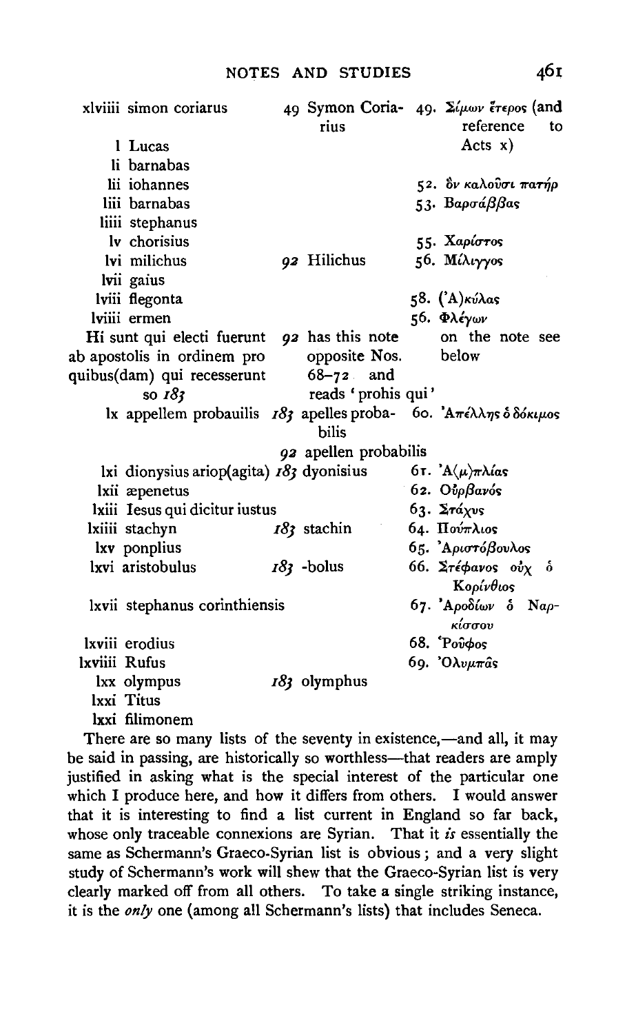| | | |
|---|---|---|
| xlviii simon coriarus | 49 Symon Coriarius | 49. Σίμων ἕτερος (and reference to Acts x) |
| l Lucas | | |
| li barnabas | | |
| lii iohannes | | 52. ὃν καλοῦσι πατήρ |
| liii barnabas | | 53. Βαρσάββας |
| liiii stephanus | | |
| lv chorisius | | 55. Χαρίστος |
| lvi milichus | *92* Hilichus | 56. Μίλιγγος |
| lvii gaius | | |
| lviii flegonta | | 58. (Ἀ)κύλας |
| lviiii ermen | | 56. Φλέγων |
| Hi sunt qui electi fuerunt ab apostolis in ordinem pro quibus(dam) qui recesserunt so *183* | *92* has this note opposite Nos. 68–72 and reads 'prohis qui' | on the note see below |
| lx appellem probauilis | *183* apelles probabilis *92* apellen probabilis | 60. Ἀπέλλης ὁ δόκιμος |
| lxi dionysius ariop(agita) | *183* dyonisius | 61. Ἀ(μ)πλίας |
| lxii æpenetus | | 62. Οὐρβανός |
| lxiii Iesus qui dicitur iustus | | 63. Στάχυς |
| lxiiii stachyn | *183* stachin | 64. Πούπλιος |
| lxv ponplius | | 65. Ἀριστόβουλος |
| lxvi aristobulus | *183* -bolus | 66. Στέφανος οὐχ ὁ Κορίνθιος |
| lxvii stephanus corinthiensis | | 67. Ἀροδίων ὁ Ναρκίσσου |
| lxviii erodius | | 68. Ῥοῦφος |
| lxviiii Rufus | | 69. Ὀλυμπᾶς |
| lxx olympus | *183* olymphus | |
| lxxi Titus | | |
| lxxi filimonem | | |

There are so many lists of the seventy in existence,—and all, it may be said in passing, are historically so worthless—that readers are amply justified in asking what is the special interest of the particular one which I produce here, and how it differs from others. I would answer that it is interesting to find a list current in England so far back, whose only traceable connexions are Syrian. That it *is* essentially the same as Schermann's Graeco-Syrian list is obvious; and a very slight study of Schermann's work will shew that the Graeco-Syrian list is very clearly marked off from all others. To take a single striking instance, it is the *only* one (among all Schermann's lists) that includes Seneca.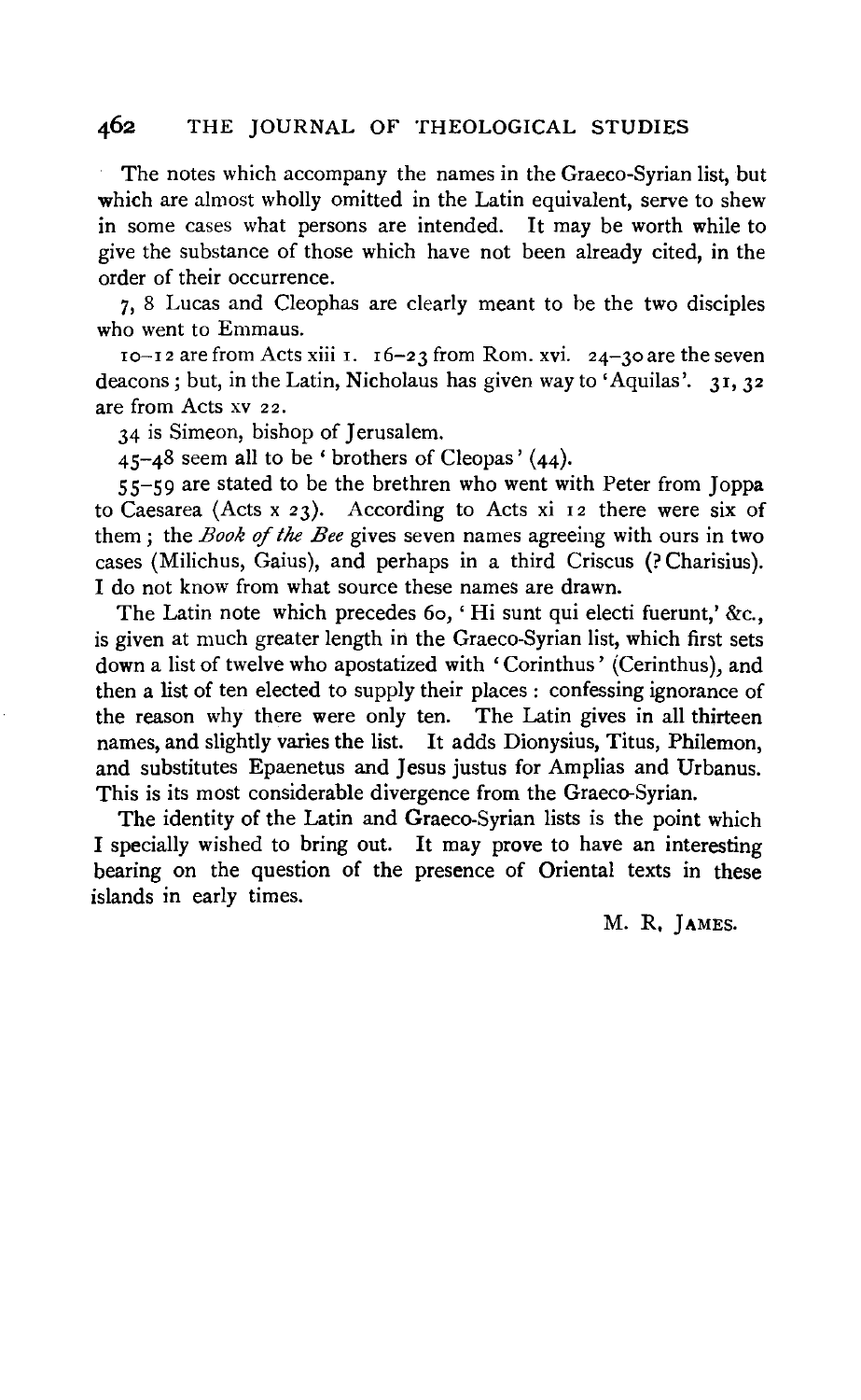The notes which accompany the names in the Graeco-Syrian list, but which are almost wholly omitted in the Latin equivalent, serve to shew in some cases what persons are intended. It may be worth while to give the substance of those which have not been already cited, in the order of their occurrence.

7, 8 Lucas and Cleophas are clearly meant to be the two disciples who went to Emmaus.

10–12 are from Acts xiii 1. 16–23 from Rom. xvi. 24–30 are the seven deacons; but, in the Latin, Nicholaus has given way to 'Aquilas'. 31, 32 are from Acts xv 22.

34 is Simeon, bishop of Jerusalem.

45–48 seem all to be 'brothers of Cleopas' (44).

55–59 are stated to be the brethren who went with Peter from Joppa to Caesarea (Acts x 23). According to Acts xi 12 there were six of them; the *Book of the Bee* gives seven names agreeing with ours in two cases (Milichus, Gaius), and perhaps in a third Criscus (? Charisius). I do not know from what source these names are drawn.

The Latin note which precedes 60, 'Hi sunt qui electi fuerunt,' &c., is given at much greater length in the Graeco-Syrian list, which first sets down a list of twelve who apostatized with 'Corinthus' (Cerinthus), and then a list of ten elected to supply their places: confessing ignorance of the reason why there were only ten. The Latin gives in all thirteen names, and slightly varies the list. It adds Dionysius, Titus, Philemon, and substitutes Epaenetus and Jesus justus for Amplias and Urbanus. This is its most considerable divergence from the Graeco-Syrian.

The identity of the Latin and Graeco-Syrian lists is the point which I specially wished to bring out. It may prove to have an interesting bearing on the question of the presence of Oriental texts in these islands in early times.

M. R. JAMES.